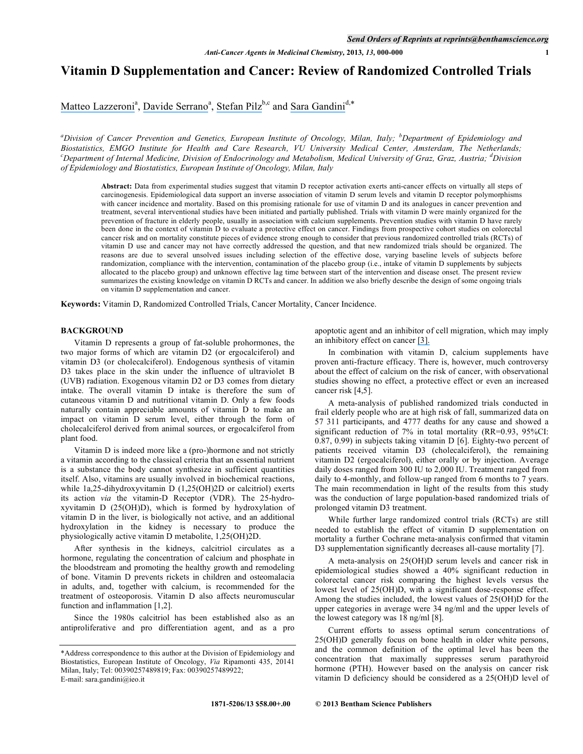# Vitamin D Supplementation and Cancer: Review of Randomized Controlled Trials

Matteo Lazzeroni[a], Davide Serrano[a], Stefan Pilz[b,c] and Sara Gandini[d,*]

[a]Division of Cancer Prevention and Genetics, European Institute of Oncology, Milan, Italy; [b]Department of Epidemiology and Biostatistics, EMGO Institute for Health and Care Research, VU University Medical Center, Amsterdam, The Netherlands; [c]Department of Internal Medicine, Division of Endocrinology and Metabolism, Medical University of Graz, Graz, Austria; [d]Division of Epidemiology and Biostatistics, European Institute of Oncology, Milan, Italy

**Abstract:** Data from experimental studies suggest that vitamin D receptor activation exerts anti-cancer effects on virtually all steps of carcinogenesis. Epidemiological data support an inverse association of vitamin D serum levels and vitamin D receptor polymorphisms with cancer incidence and mortality. Based on this promising rationale for use of vitamin D and its analogues in cancer prevention and treatment, several interventional studies have been initiated and partially published. Trials with vitamin D were mainly organized for the prevention of fracture in elderly people, usually in association with calcium supplements. Prevention studies with vitamin D have rarely been done in the context of vitamin D to evaluate a protective effect on cancer. Findings from prospective cohort studies on colorectal cancer risk and on mortality constitute pieces of evidence strong enough to consider that previous randomized controlled trials (RCTs) of vitamin D use and cancer may not have correctly addressed the question, and that new randomized trials should be organized. The reasons are due to several unsolved issues including selection of the effective dose, varying baseline levels of subjects before randomization, compliance with the intervention, contamination of the placebo group (i.e., intake of vitamin D supplements by subjects allocated to the placebo group) and unknown effective lag time between start of the intervention and disease onset. The present review summarizes the existing knowledge on vitamin D RCTs and cancer. In addition we also briefly describe the design of some ongoing trials on vitamin D supplementation and cancer.

**Keywords:** Vitamin D, Randomized Controlled Trials, Cancer Mortality, Cancer Incidence.

## BACKGROUND

Vitamin D represents a group of fat-soluble prohormones, the two major forms of which are vitamin D2 (or ergocalciferol) and vitamin D3 (or cholecalciferol). Endogenous synthesis of vitamin D3 takes place in the skin under the influence of ultraviolet B (UVB) radiation. Exogenous vitamin D2 or D3 comes from dietary intake. The overall vitamin D intake is therefore the sum of cutaneous vitamin D and nutritional vitamin D. Only a few foods naturally contain appreciable amounts of vitamin D to make an impact on vitamin D serum level, either through the form of cholecalciferol derived from animal sources, or ergocalciferol from plant food.

Vitamin D is indeed more like a (pro-)hormone and not strictly a vitamin according to the classical criteria that an essential nutrient is a substance the body cannot synthesize in sufficient quantities itself. Also, vitamins are usually involved in biochemical reactions, while 1a,25-dihydroxyvitamin D (1,25(OH)2D or calcitriol) exerts its action *via* the vitamin-D Receptor (VDR). The 25-hydroxyvitamin D (25(OH)D), which is formed by hydroxylation of vitamin D in the liver, is biologically not active, and an additional hydroxylation in the kidney is necessary to produce the physiologically active vitamin D metabolite, 1,25(OH)2D.

After synthesis in the kidneys, calcitriol circulates as a hormone, regulating the concentration of calcium and phosphate in the bloodstream and promoting the healthy growth and remodeling of bone. Vitamin D prevents rickets in children and osteomalacia in adults, and, together with calcium, is recommended for the treatment of osteoporosis. Vitamin D also affects neuromuscular function and inflammation [1,2].

Since the 1980s calcitriol has been established also as an antiproliferative and pro differentiation agent, and as a pro apoptotic agent and an inhibitor of cell migration, which may imply an inhibitory effect on cancer [3].

In combination with vitamin D, calcium supplements have proven anti-fracture efficacy. There is, however, much controversy about the effect of calcium on the risk of cancer, with observational studies showing no effect, a protective effect or even an increased cancer risk [4,5].

A meta-analysis of published randomized trials conducted in frail elderly people who are at high risk of fall, summarized data on 57 311 participants, and 4777 deaths for any cause and showed a significant reduction of 7% in total mortality (RR=0.93, 95%CI: 0.87, 0.99) in subjects taking vitamin D [6]. Eighty-two percent of patients received vitamin D3 (cholecalciferol), the remaining vitamin D2 (ergocalciferol), either orally or by injection. Average daily doses ranged from 300 IU to 2,000 IU. Treatment ranged from daily to 4-monthly, and follow-up ranged from 6 months to 7 years. The main recommendation in light of the results from this study was the conduction of large population-based randomized trials of prolonged vitamin D3 treatment.

While further large randomized control trials (RCTs) are still needed to establish the effect of vitamin D supplementation on mortality a further Cochrane meta-analysis confirmed that vitamin D3 supplementation significantly decreases all-cause mortality [7].

A meta-analysis on 25(OH)D serum levels and cancer risk in epidemiological studies showed a 40% significant reduction in colorectal cancer risk comparing the highest levels versus the lowest level of 25(OH)D, with a significant dose-response effect. Among the studies included, the lowest values of 25(OH)D for the upper categories in average were 34 ng/ml and the upper levels of the lowest category was 18 ng/ml [8].

Current efforts to assess optimal serum concentrations of 25(OH)D generally focus on bone health in older white persons, and the common definition of the optimal level has been the concentration that maximally suppresses serum parathyroid hormone (PTH). However based on the analysis on cancer risk vitamin D deficiency should be considered as a 25(OH)D level of

*Address correspondence to this author at the Division of Epidemiology and Biostatistics, European Institute of Oncology, *Via* Ripamonti 435, 20141 Milan, Italy; Tel: 00390257489819; Fax: 00390257489922; E-mail: sara.gandini@ieo.it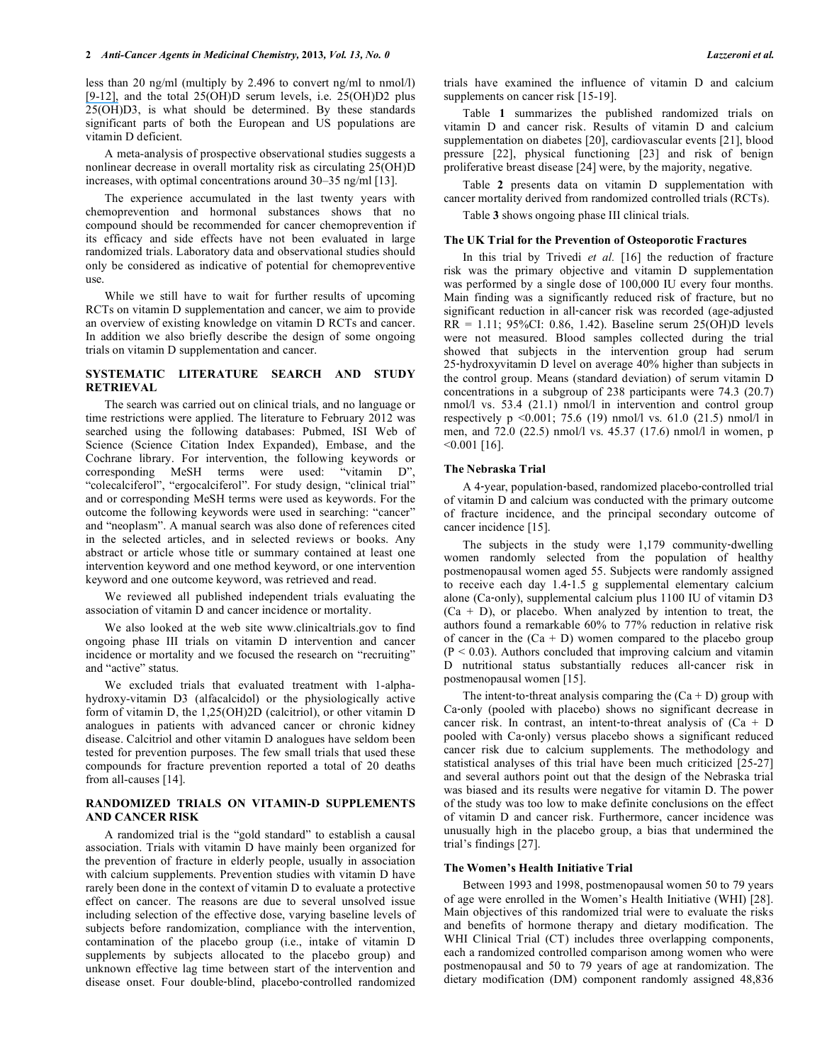less than 20 ng/ml (multiply by 2.496 to convert ng/ml to nmol/l) [9-12], and the total 25(OH)D serum levels, i.e. 25(OH)D2 plus 25(OH)D3, is what should be determined. By these standards significant parts of both the European and US populations are vitamin D deficient.

A meta-analysis of prospective observational studies suggests a nonlinear decrease in overall mortality risk as circulating 25(OH)D increases, with optimal concentrations around 30–35 ng/ml [13].

The experience accumulated in the last twenty years with chemoprevention and hormonal substances shows that no compound should be recommended for cancer chemoprevention if its efficacy and side effects have not been evaluated in large randomized trials. Laboratory data and observational studies should only be considered as indicative of potential for chemopreventive use.

While we still have to wait for further results of upcoming RCTs on vitamin D supplementation and cancer, we aim to provide an overview of existing knowledge on vitamin D RCTs and cancer. In addition we also briefly describe the design of some ongoing trials on vitamin D supplementation and cancer.

## SYSTEMATIC LITERATURE SEARCH AND STUDY RETRIEVAL

The search was carried out on clinical trials, and no language or time restrictions were applied. The literature to February 2012 was searched using the following databases: Pubmed, ISI Web of Science (Science Citation Index Expanded), Embase, and the Cochrane library. For intervention, the following keywords or corresponding MeSH terms were used: "vitamin D", "colecalciferol", "ergocalciferol". For study design, "clinical trial" and or corresponding MeSH terms were used as keywords. For the outcome the following keywords were used in searching: "cancer" and "neoplasm". A manual search was also done of references cited in the selected articles, and in selected reviews or books. Any abstract or article whose title or summary contained at least one intervention keyword and one method keyword, or one intervention keyword and one outcome keyword, was retrieved and read.

We reviewed all published independent trials evaluating the association of vitamin D and cancer incidence or mortality.

We also looked at the web site www.clinicaltrials.gov to find ongoing phase III trials on vitamin D intervention and cancer incidence or mortality and we focused the research on "recruiting" and "active" status.

We excluded trials that evaluated treatment with 1-alpha-hydroxy-vitamin D3 (alfacalcidol) or the physiologically active form of vitamin D, the 1,25(OH)2D (calcitriol), or other vitamin D analogues in patients with advanced cancer or chronic kidney disease. Calcitriol and other vitamin D analogues have seldom been tested for prevention purposes. The few small trials that used these compounds for fracture prevention reported a total of 20 deaths from all-causes [14].

## RANDOMIZED TRIALS ON VITAMIN-D SUPPLEMENTS AND CANCER RISK

A randomized trial is the "gold standard" to establish a causal association. Trials with vitamin D have mainly been organized for the prevention of fracture in elderly people, usually in association with calcium supplements. Prevention studies with vitamin D have rarely been done in the context of vitamin D to evaluate a protective effect on cancer. The reasons are due to several unsolved issue including selection of the effective dose, varying baseline levels of subjects before randomization, compliance with the intervention, contamination of the placebo group (i.e., intake of vitamin D supplements by subjects allocated to the placebo group) and unknown effective lag time between start of the intervention and disease onset. Four double-blind, placebo-controlled randomized trials have examined the influence of vitamin D and calcium supplements on cancer risk [15-19].

Table **1** summarizes the published randomized trials on vitamin D and cancer risk. Results of vitamin D and calcium supplementation on diabetes [20], cardiovascular events [21], blood pressure [22], physical functioning [23] and risk of benign proliferative breast disease [24] were, by the majority, negative.

Table **2** presents data on vitamin D supplementation with cancer mortality derived from randomized controlled trials (RCTs).

Table **3** shows ongoing phase III clinical trials.

### The UK Trial for the Prevention of Osteoporotic Fractures

In this trial by Trivedi *et al.* [16] the reduction of fracture risk was the primary objective and vitamin D supplementation was performed by a single dose of 100,000 IU every four months. Main finding was a significantly reduced risk of fracture, but no significant reduction in all-cancer risk was recorded (age-adjusted RR = 1.11; 95%CI: 0.86, 1.42). Baseline serum 25(OH)D levels were not measured. Blood samples collected during the trial showed that subjects in the intervention group had serum 25-hydroxyvitamin D level on average 40% higher than subjects in the control group. Means (standard deviation) of serum vitamin D concentrations in a subgroup of 238 participants were 74.3 (20.7) nmol/l vs. 53.4 (21.1) nmol/l in intervention and control group respectively p <0.001; 75.6 (19) nmol/l vs. 61.0 (21.5) nmol/l in men, and 72.0 (22.5) nmol/l vs. 45.37 (17.6) nmol/l in women, p <0.001 [16].

### The Nebraska Trial

A 4-year, population-based, randomized placebo-controlled trial of vitamin D and calcium was conducted with the primary outcome of fracture incidence, and the principal secondary outcome of cancer incidence [15].

The subjects in the study were 1,179 community-dwelling women randomly selected from the population of healthy postmenopausal women aged 55. Subjects were randomly assigned to receive each day 1.4-1.5 g supplemental elementary calcium alone (Ca-only), supplemental calcium plus 1100 IU of vitamin D3 (Ca + D), or placebo. When analyzed by intention to treat, the authors found a remarkable 60% to 77% reduction in relative risk of cancer in the (Ca + D) women compared to the placebo group (P < 0.03). Authors concluded that improving calcium and vitamin D nutritional status substantially reduces all-cancer risk in postmenopausal women [15].

The intent-to-threat analysis comparing the (Ca + D) group with Ca-only (pooled with placebo) shows no significant decrease in cancer risk. In contrast, an intent-to-threat analysis of (Ca + D pooled with Ca-only) versus placebo shows a significant reduced cancer risk due to calcium supplements. The methodology and statistical analyses of this trial have been much criticized [25-27] and several authors point out that the design of the Nebraska trial was biased and its results were negative for vitamin D. The power of the study was too low to make definite conclusions on the effect of vitamin D and cancer risk. Furthermore, cancer incidence was unusually high in the placebo group, a bias that undermined the trial's findings [27].

### The Women's Health Initiative Trial

Between 1993 and 1998, postmenopausal women 50 to 79 years of age were enrolled in the Women's Health Initiative (WHI) [28]. Main objectives of this randomized trial were to evaluate the risks and benefits of hormone therapy and dietary modification. The WHI Clinical Trial (CT) includes three overlapping components, each a randomized controlled comparison among women who were postmenopausal and 50 to 79 years of age at randomization. The dietary modification (DM) component randomly assigned 48,836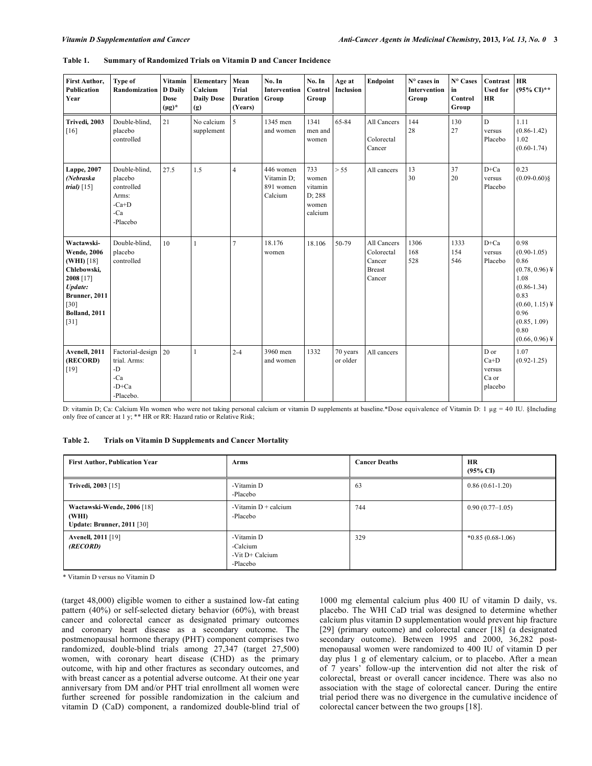**Table 1. Summary of Randomized Trials on Vitamin D and Cancer Incidence**

| First Author, Publication Year | Type of Randomization | Vitamin D Daily Dose (µg)* | Elementary Calcium Daily Dose (g) | Mean Trial Duration (Years) | No. In Intervention Group | No. In Control Group | Age at Inclusion | Endpoint | N° cases in Intervention Group | N° Cases in Control Group | Contrast Used for HR | HR (95% CI)** |
|---|---|---|---|---|---|---|---|---|---|---|---|---|
| **Trivedi, 2003** [16] | Double-blind, placebo controlled | 21 | No calcium supplement | 5 | 1345 men and women | 1341 men and women | 65-84 | All Cancers<br>Colorectal Cancer | 144<br>28 | 130<br>27 | D versus Placebo | 1.11 (0.86-1.42)<br>1.02 (0.60-1.74) |
| **Lappe, 2007** ***(Nebraska trial)*** [15] | Double-blind, placebo controlled Arms: -Ca+D -Ca -Placebo | 27.5 | 1.5 | 4 | 446 women Vitamin D; 891 women Calcium | 733 women vitamin D; 288 women calcium | > 55 | All cancers | 13<br>30 | 37<br>20 | D+Ca versus Placebo | 0.23 (0.09-0.60)§ |
| **Wactawski-Wende, 2006 (WHI)** [18] **Chlebowski, 2008** [17] ***Update:*** **Brunner, 2011** [30] **Bolland, 2011** [31] | Double-blind, placebo controlled | 10 | 1 | 7 | 18.176 women | 18.106 | 50-79 | All Cancers<br>Colorectal Cancer<br>Breast Cancer | 1306<br>168<br>528 | 1333<br>154<br>546 | D+Ca versus Placebo | 0.98 (0.90-1.05)<br>0.86 (0.78, 0.96) ¥<br>1.08 (0.86-1.34)<br>0.83 (0.60, 1.15) ¥<br>0.96 (0.85, 1.09)<br>0.80 (0.66, 0.96) ¥ |
| **Avenell, 2011 (RECORD)** [19] | Factorial-design trial. Arms: -D -Ca -D+Ca -Placebo. | 20 | 1 | 2-4 | 3960 men and women | 1332 | 70 years or older | All cancers | | | D or Ca+D versus Ca or placebo | 1.07 (0.92-1.25) |

D: vitamin D; Ca: Calcium ¥In women who were not taking personal calcium or vitamin D supplements at baseline.*Dose equivalence of Vitamin D: 1 µg = 40 IU. §Including only free of cancer at 1 y; ** HR or RR: Hazard ratio or Relative Risk;

**Table 2. Trials on Vitamin D Supplements and Cancer Mortality**

| First Author, Publication Year | Arms | Cancer Deaths | HR (95% CI) |
|---|---|---|---|
| **Trivedi, 2003** [15] | -Vitamin D<br>-Placebo | 63 | 0.86 (0.61-1.20) |
| **Wactawski-Wende, 2006** [18] **(WHI)** **Update: Brunner, 2011** [30] | -Vitamin D + calcium<br>-Placebo | 744 | 0.90 (0.77–1.05) |
| **Avenell, 2011** [19] ***(RECORD)*** | -Vitamin D<br>-Calcium<br>-Vit D+ Calcium<br>-Placebo | 329 | *0.85 (0.68-1.06) |

\* Vitamin D versus no Vitamin D

(target 48,000) eligible women to either a sustained low-fat eating pattern (40%) or self-selected dietary behavior (60%), with breast cancer and colorectal cancer as designated primary outcomes and coronary heart disease as a secondary outcome. The postmenopausal hormone therapy (PHT) component comprises two randomized, double-blind trials among 27,347 (target 27,500) women, with coronary heart disease (CHD) as the primary outcome, with hip and other fractures as secondary outcomes, and with breast cancer as a potential adverse outcome. At their one year anniversary from DM and/or PHT trial enrollment all women were further screened for possible randomization in the calcium and vitamin D (CaD) component, a randomized double-blind trial of 1000 mg elemental calcium plus 400 IU of vitamin D daily, vs. placebo. The WHI CaD trial was designed to determine whether calcium plus vitamin D supplementation would prevent hip fracture [29] (primary outcome) and colorectal cancer [18] (a designated secondary outcome). Between 1995 and 2000, 36,282 postmenopausal women were randomized to 400 IU of vitamin D per day plus 1 g of elementary calcium, or to placebo. After a mean of 7 years' follow-up the intervention did not alter the risk of colorectal, breast or overall cancer incidence. There was also no association with the stage of colorectal cancer. During the entire trial period there was no divergence in the cumulative incidence of colorectal cancer between the two groups [18].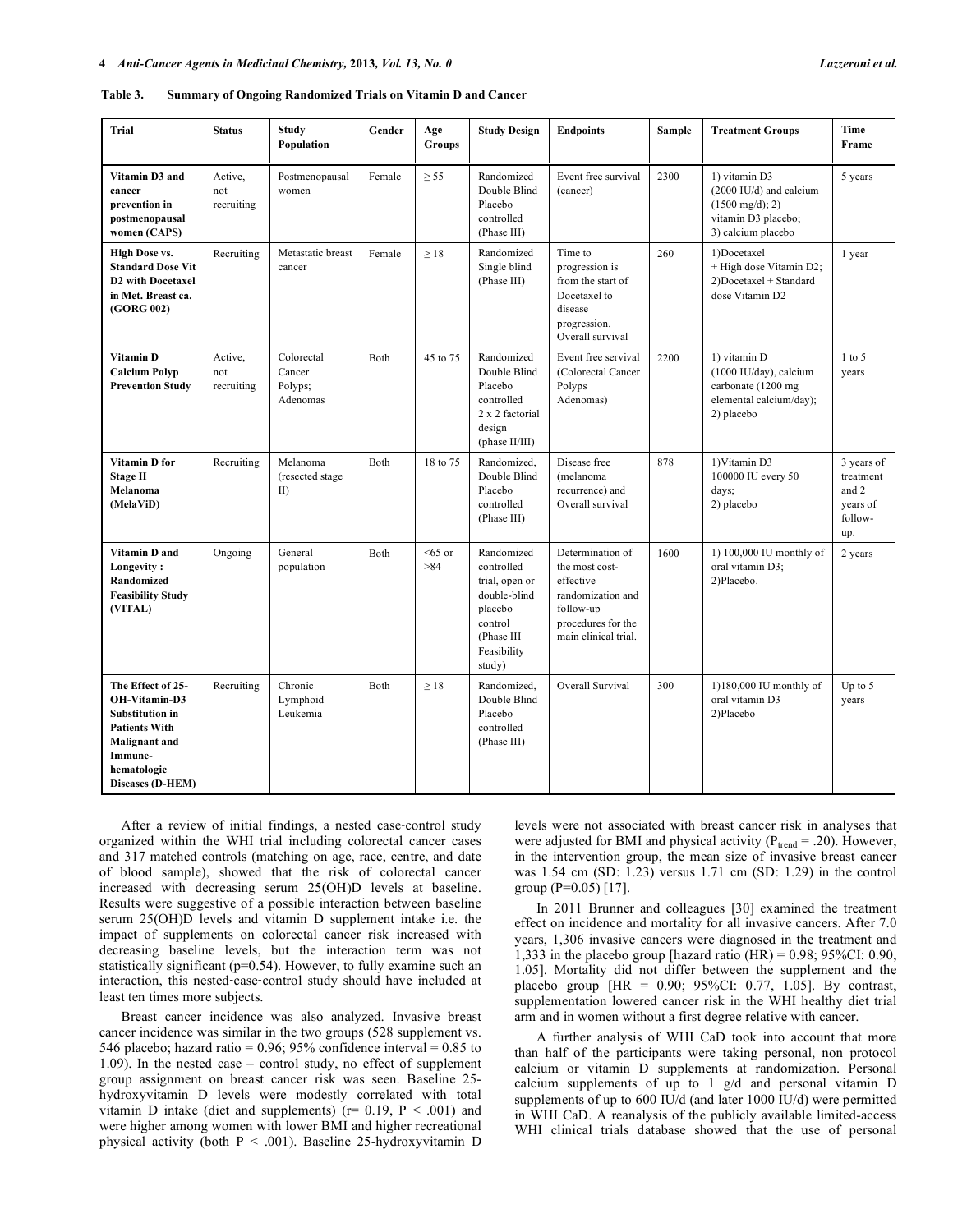**Table 3. Summary of Ongoing Randomized Trials on Vitamin D and Cancer**

| Trial | Status | Study Population | Gender | Age Groups | Study Design | Endpoints | Sample | Treatment Groups | Time Frame |
|---|---|---|---|---|---|---|---|---|---|
| **Vitamin D3 and cancer prevention in postmenopausal women (CAPS)** | Active, not recruiting | Postmenopausal women | Female | ≥ 55 | Randomized Double Blind Placebo controlled (Phase III) | Event free survival (cancer) | 2300 | 1) vitamin D3 (2000 IU/d) and calcium (1500 mg/d); 2) vitamin D3 placebo; 3) calcium placebo | 5 years |
| **High Dose vs. Standard Dose Vit D2 with Docetaxel in Met. Breast ca. (GORG 002)** | Recruiting | Metastatic breast cancer | Female | ≥ 18 | Randomized Single blind (Phase III) | Time to progression is from the start of Docetaxel to disease progression. Overall survival | 260 | 1)Docetaxel + High dose Vitamin D2; 2)Docetaxel + Standard dose Vitamin D2 | 1 year |
| **Vitamin D Calcium Polyp Prevention Study** | Active, not recruiting | Colorectal Cancer Polyps; Adenomas | Both | 45 to 75 | Randomized Double Blind Placebo controlled 2 x 2 factorial design (phase II/III) | Event free servival (Colorectal Cancer Polyps Adenomas) | 2200 | 1) vitamin D (1000 IU/day), calcium carbonate (1200 mg elemental calcium/day); 2) placebo | 1 to 5 years |
| **Vitamin D for Stage II Melanoma (MelaViD)** | Recruiting | Melanoma (resected stage II) | Both | 18 to 75 | Randomized, Double Blind Placebo controlled (Phase III) | Disease free (melanoma recurrence) and Overall survival | 878 | 1)Vitamin D3 100000 IU every 50 days; 2) placebo | 3 years of treatment and 2 years of follow-up. |
| **Vitamin D and Longevity : Randomized Feasibility Study (VITAL)** | Ongoing | General population | Both | <65 or >84 | Randomized controlled trial, open or double-blind placebo control (Phase III Feasibility study) | Determination of the most cost-effective randomization and follow-up procedures for the main clinical trial. | 1600 | 1) 100,000 IU monthly of oral vitamin D3; 2)Placebo. | 2 years |
| **The Effect of 25-OH-Vitamin-D3 Substitution in Patients With Malignant and Immune-hematologic Diseases (D-HEM)** | Recruiting | Chronic Lymphoid Leukemia | Both | ≥ 18 | Randomized, Double Blind Placebo controlled (Phase III) | Overall Survival | 300 | 1)180,000 IU monthly of oral vitamin D3 2)Placebo | Up to 5 years |

After a review of initial findings, a nested case-control study organized within the WHI trial including colorectal cancer cases and 317 matched controls (matching on age, race, centre, and date of blood sample), showed that the risk of colorectal cancer increased with decreasing serum 25(OH)D levels at baseline. Results were suggestive of a possible interaction between baseline serum 25(OH)D levels and vitamin D supplement intake i.e. the impact of supplements on colorectal cancer risk increased with decreasing baseline levels, but the interaction term was not statistically significant (p=0.54). However, to fully examine such an interaction, this nested-case-control study should have included at least ten times more subjects.

Breast cancer incidence was also analyzed. Invasive breast cancer incidence was similar in the two groups (528 supplement vs. 546 placebo; hazard ratio = 0.96; 95% confidence interval = 0.85 to 1.09). In the nested case – control study, no effect of supplement group assignment on breast cancer risk was seen. Baseline 25-hydroxyvitamin D levels were modestly correlated with total vitamin D intake (diet and supplements) ($r = 0.19$, $P < .001$) and were higher among women with lower BMI and higher recreational physical activity (both $P < .001$). Baseline 25-hydroxyvitamin D levels were not associated with breast cancer risk in analyses that were adjusted for BMI and physical activity ($P_{trend} = .20$). However, in the intervention group, the mean size of invasive breast cancer was 1.54 cm (SD: 1.23) versus 1.71 cm (SD: 1.29) in the control group (P=0.05) [17].

In 2011 Brunner and colleagues [30] examined the treatment effect on incidence and mortality for all invasive cancers. After 7.0 years, 1,306 invasive cancers were diagnosed in the treatment and 1,333 in the placebo group [hazard ratio (HR) = 0.98; 95%CI: 0.90, 1.05]. Mortality did not differ between the supplement and the placebo group [HR = 0.90; 95%CI: 0.77, 1.05]. By contrast, supplementation lowered cancer risk in the WHI healthy diet trial arm and in women without a first degree relative with cancer.

A further analysis of WHI CaD took into account that more than half of the participants were taking personal, non protocol calcium or vitamin D supplements at randomization. Personal calcium supplements of up to 1 g/d and personal vitamin D supplements of up to 600 IU/d (and later 1000 IU/d) were permitted in WHI CaD. A reanalysis of the publicly available limited-access WHI clinical trials database showed that the use of personal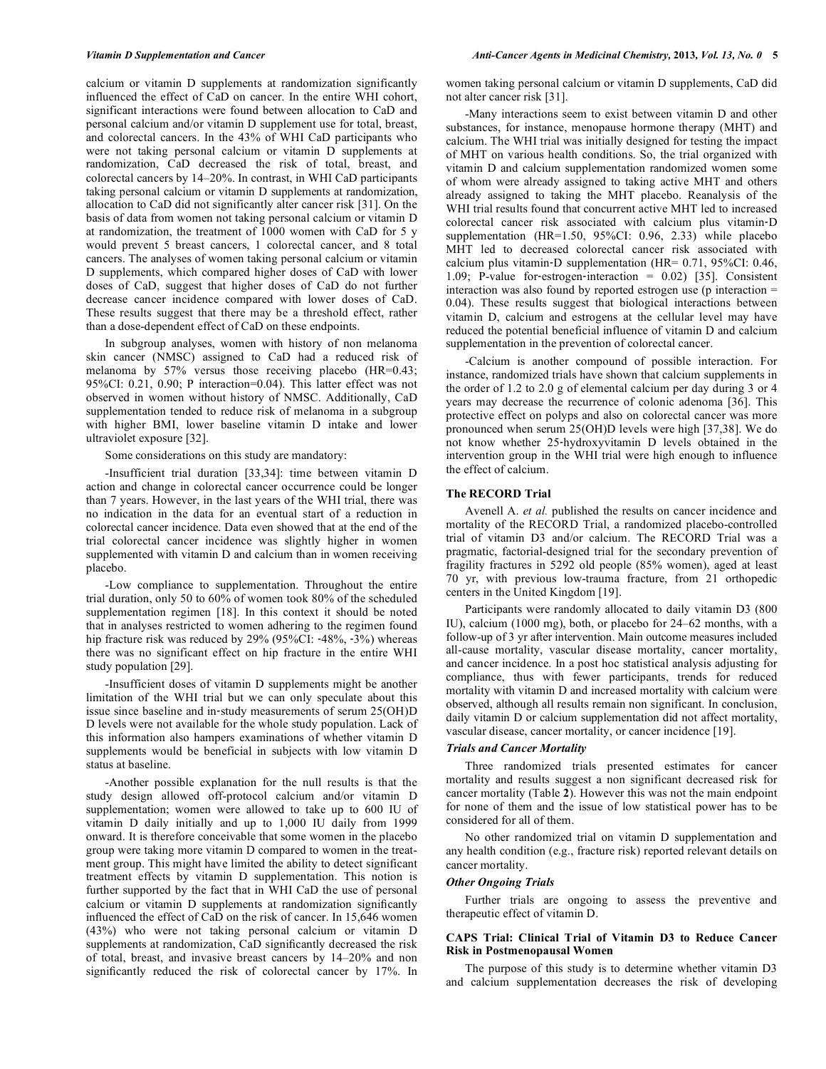calcium or vitamin D supplements at randomization significantly influenced the effect of CaD on cancer. In the entire WHI cohort, significant interactions were found between allocation to CaD and personal calcium and/or vitamin D supplement use for total, breast, and colorectal cancers. In the 43% of WHI CaD participants who were not taking personal calcium or vitamin D supplements at randomization, CaD decreased the risk of total, breast, and colorectal cancers by 14–20%. In contrast, in WHI CaD participants taking personal calcium or vitamin D supplements at randomization, allocation to CaD did not significantly alter cancer risk [31]. On the basis of data from women not taking personal calcium or vitamin D at randomization, the treatment of 1000 women with CaD for 5 y would prevent 5 breast cancers, 1 colorectal cancer, and 8 total cancers. The analyses of women taking personal calcium or vitamin D supplements, which compared higher doses of CaD with lower doses of CaD, suggest that higher doses of CaD do not further decrease cancer incidence compared with lower doses of CaD. These results suggest that there may be a threshold effect, rather than a dose-dependent effect of CaD on these endpoints.

In subgroup analyses, women with history of non melanoma skin cancer (NMSC) assigned to CaD had a reduced risk of melanoma by 57% versus those receiving placebo (HR=0.43; 95%CI: 0.21, 0.90; P interaction=0.04). This latter effect was not observed in women without history of NMSC. Additionally, CaD supplementation tended to reduce risk of melanoma in a subgroup with higher BMI, lower baseline vitamin D intake and lower ultraviolet exposure [32].

Some considerations on this study are mandatory:

-Insufficient trial duration [33,34]: time between vitamin D action and change in colorectal cancer occurrence could be longer than 7 years. However, in the last years of the WHI trial, there was no indication in the data for an eventual start of a reduction in colorectal cancer incidence. Data even showed that at the end of the trial colorectal cancer incidence was slightly higher in women supplemented with vitamin D and calcium than in women receiving placebo.

-Low compliance to supplementation. Throughout the entire trial duration, only 50 to 60% of women took 80% of the scheduled supplementation regimen [18]. In this context it should be noted that in analyses restricted to women adhering to the regimen found hip fracture risk was reduced by 29% (95%CI: -48%, -3%) whereas there was no significant effect on hip fracture in the entire WHI study population [29].

-Insufficient doses of vitamin D supplements might be another limitation of the WHI trial but we can only speculate about this issue since baseline and in-study measurements of serum 25(OH)D D levels were not available for the whole study population. Lack of this information also hampers examinations of whether vitamin D supplements would be beneficial in subjects with low vitamin D status at baseline.

-Another possible explanation for the null results is that the study design allowed off-protocol calcium and/or vitamin D supplementation; women were allowed to take up to 600 IU of vitamin D daily initially and up to 1,000 IU daily from 1999 onward. It is therefore conceivable that some women in the placebo group were taking more vitamin D compared to women in the treatment group. This might have limited the ability to detect significant treatment effects by vitamin D supplementation. This notion is further supported by the fact that in WHI CaD the use of personal calcium or vitamin D supplements at randomization significantly influenced the effect of CaD on the risk of cancer. In 15,646 women (43%) who were not taking personal calcium or vitamin D supplements at randomization, CaD significantly decreased the risk of total, breast, and invasive breast cancers by 14–20% and non significantly reduced the risk of colorectal cancer by 17%. In women taking personal calcium or vitamin D supplements, CaD did not alter cancer risk [31].

-Many interactions seem to exist between vitamin D and other substances, for instance, menopause hormone therapy (MHT) and calcium. The WHI trial was initially designed for testing the impact of MHT on various health conditions. So, the trial organized with vitamin D and calcium supplementation randomized women some of whom were already assigned to taking active MHT and others already assigned to taking the MHT placebo. Reanalysis of the WHI trial results found that concurrent active MHT led to increased colorectal cancer risk associated with calcium plus vitamin-D supplementation (HR=1.50, 95%CI: 0.96, 2.33) while placebo MHT led to decreased colorectal cancer risk associated with calcium plus vitamin-D supplementation (HR= 0.71, 95%CI: 0.46, 1.09; P-value for-estrogen-interaction = 0.02) [35]. Consistent interaction was also found by reported estrogen use (p interaction = 0.04). These results suggest that biological interactions between vitamin D, calcium and estrogens at the cellular level may have reduced the potential beneficial influence of vitamin D and calcium supplementation in the prevention of colorectal cancer.

-Calcium is another compound of possible interaction. For instance, randomized trials have shown that calcium supplements in the order of 1.2 to 2.0 g of elemental calcium per day during 3 or 4 years may decrease the recurrence of colonic adenoma [36]. This protective effect on polyps and also on colorectal cancer was more pronounced when serum 25(OH)D levels were high [37,38]. We do not know whether 25-hydroxyvitamin D levels obtained in the intervention group in the WHI trial were high enough to influence the effect of calcium.

### The RECORD Trial

Avenell A. *et al.* published the results on cancer incidence and mortality of the RECORD Trial, a randomized placebo-controlled trial of vitamin D3 and/or calcium. The RECORD Trial was a pragmatic, factorial-designed trial for the secondary prevention of fragility fractures in 5292 old people (85% women), aged at least 70 yr, with previous low-trauma fracture, from 21 orthopedic centers in the United Kingdom [19].

Participants were randomly allocated to daily vitamin D3 (800 IU), calcium (1000 mg), both, or placebo for 24–62 months, with a follow-up of 3 yr after intervention. Main outcome measures included all-cause mortality, vascular disease mortality, cancer mortality, and cancer incidence. In a post hoc statistical analysis adjusting for compliance, thus with fewer participants, trends for reduced mortality with vitamin D and increased mortality with calcium were observed, although all results remain non significant. In conclusion, daily vitamin D or calcium supplementation did not affect mortality, vascular disease, cancer mortality, or cancer incidence [19].

#### *Trials and Cancer Mortality*

Three randomized trials presented estimates for cancer mortality and results suggest a non significant decreased risk for cancer mortality (Table **2**). However this was not the main endpoint for none of them and the issue of low statistical power has to be considered for all of them.

No other randomized trial on vitamin D supplementation and any health condition (e.g., fracture risk) reported relevant details on cancer mortality.

#### *Other Ongoing Trials*

Further trials are ongoing to assess the preventive and therapeutic effect of vitamin D.

### CAPS Trial: Clinical Trial of Vitamin D3 to Reduce Cancer Risk in Postmenopausal Women

The purpose of this study is to determine whether vitamin D3 and calcium supplementation decreases the risk of developing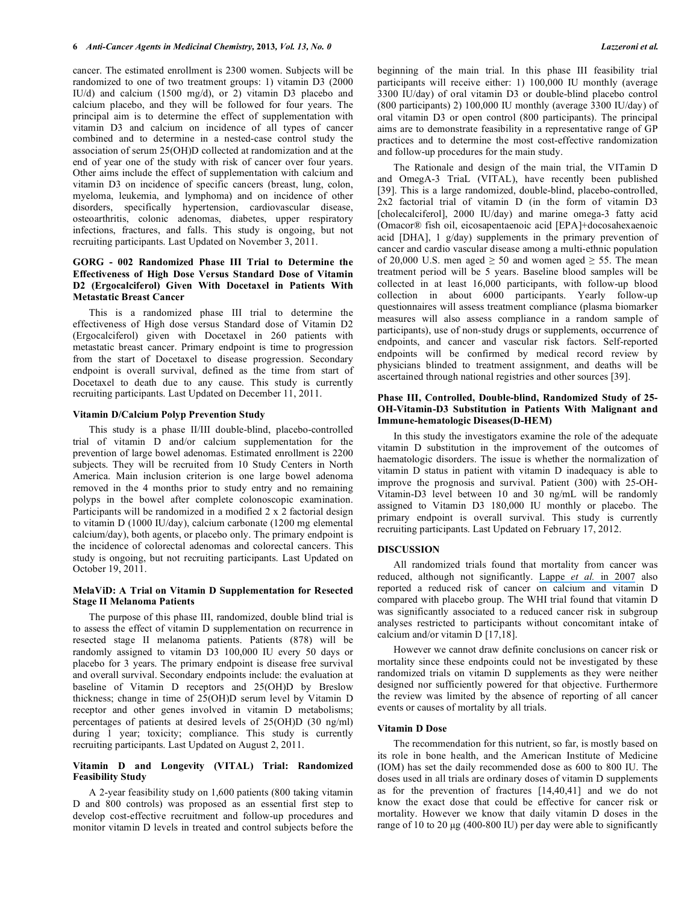cancer. The estimated enrollment is 2300 women. Subjects will be randomized to one of two treatment groups: 1) vitamin D3 (2000 IU/d) and calcium (1500 mg/d), or 2) vitamin D3 placebo and calcium placebo, and they will be followed for four years. The principal aim is to determine the effect of supplementation with vitamin D3 and calcium on incidence of all types of cancer combined and to determine in a nested-case control study the association of serum 25(OH)D collected at randomization and at the end of year one of the study with risk of cancer over four years. Other aims include the effect of supplementation with calcium and vitamin D3 on incidence of specific cancers (breast, lung, colon, myeloma, leukemia, and lymphoma) and on incidence of other disorders, specifically hypertension, cardiovascular disease, osteoarthritis, colonic adenomas, diabetes, upper respiratory infections, fractures, and falls. This study is ongoing, but not recruiting participants. Last Updated on November 3, 2011.

### GORG - 002 Randomized Phase III Trial to Determine the Effectiveness of High Dose Versus Standard Dose of Vitamin D2 (Ergocalciferol) Given With Docetaxel in Patients With Metastatic Breast Cancer

This is a randomized phase III trial to determine the effectiveness of High dose versus Standard dose of Vitamin D2 (Ergocalciferol) given with Docetaxel in 260 patients with metastatic breast cancer. Primary endpoint is time to progression from the start of Docetaxel to disease progression. Secondary endpoint is overall survival, defined as the time from start of Docetaxel to death due to any cause. This study is currently recruiting participants. Last Updated on December 11, 2011.

### Vitamin D/Calcium Polyp Prevention Study

This study is a phase II/III double-blind, placebo-controlled trial of vitamin D and/or calcium supplementation for the prevention of large bowel adenomas. Estimated enrollment is 2200 subjects. They will be recruited from 10 Study Centers in North America. Main inclusion criterion is one large bowel adenoma removed in the 4 months prior to study entry and no remaining polyps in the bowel after complete colonoscopic examination. Participants will be randomized in a modified 2 x 2 factorial design to vitamin D (1000 IU/day), calcium carbonate (1200 mg elemental calcium/day), both agents, or placebo only. The primary endpoint is the incidence of colorectal adenomas and colorectal cancers. This study is ongoing, but not recruiting participants. Last Updated on October 19, 2011.

### MelaViD: A Trial on Vitamin D Supplementation for Resected Stage II Melanoma Patients

The purpose of this phase III, randomized, double blind trial is to assess the effect of vitamin D supplementation on recurrence in resected stage II melanoma patients. Patients (878) will be randomly assigned to vitamin D3 100,000 IU every 50 days or placebo for 3 years. The primary endpoint is disease free survival and overall survival. Secondary endpoints include: the evaluation at baseline of Vitamin D receptors and 25(OH)D by Breslow thickness; change in time of 25(OH)D serum level by Vitamin D receptor and other genes involved in vitamin D metabolisms; percentages of patients at desired levels of 25(OH)D (30 ng/ml) during 1 year; toxicity; compliance. This study is currently recruiting participants. Last Updated on August 2, 2011.

### Vitamin D and Longevity (VITAL) Trial: Randomized Feasibility Study

A 2-year feasibility study on 1,600 patients (800 taking vitamin D and 800 controls) was proposed as an essential first step to develop cost-effective recruitment and follow-up procedures and monitor vitamin D levels in treated and control subjects before the beginning of the main trial. In this phase III feasibility trial participants will receive either: 1) 100,000 IU monthly (average 3300 IU/day) of oral vitamin D3 or double-blind placebo control (800 participants) 2) 100,000 IU monthly (average 3300 IU/day) of oral vitamin D3 or open control (800 participants). The principal aims are to demonstrate feasibility in a representative range of GP practices and to determine the most cost-effective randomization and follow-up procedures for the main study.

The Rationale and design of the main trial, the VITamin D and OmegA-3 TriaL (VITAL), have recently been published [39]. This is a large randomized, double-blind, placebo-controlled, 2x2 factorial trial of vitamin D (in the form of vitamin D3 [cholecalciferol], 2000 IU/day) and marine omega-3 fatty acid (Omacor® fish oil, eicosapentaenoic acid [EPA]+docosahexaenoic acid [DHA], 1 g/day) supplements in the primary prevention of cancer and cardio vascular disease among a multi-ethnic population of 20,000 U.S. men aged ≥ 50 and women aged ≥ 55. The mean treatment period will be 5 years. Baseline blood samples will be collected in at least 16,000 participants, with follow-up blood collection in about 6000 participants. Yearly follow-up questionnaires will assess treatment compliance (plasma biomarker measures will also assess compliance in a random sample of participants), use of non-study drugs or supplements, occurrence of endpoints, and cancer and vascular risk factors. Self-reported endpoints will be confirmed by medical record review by physicians blinded to treatment assignment, and deaths will be ascertained through national registries and other sources [39].

### Phase III, Controlled, Double-blind, Randomized Study of 25-OH-Vitamin-D3 Substitution in Patients With Malignant and Immune-hematologic Diseases(D-HEM)

In this study the investigators examine the role of the adequate vitamin D substitution in the improvement of the outcomes of haematologic disorders. The issue is whether the normalization of vitamin D status in patient with vitamin D inadequacy is able to improve the prognosis and survival. Patient (300) with 25-OH-Vitamin-D3 level between 10 and 30 ng/mL will be randomly assigned to Vitamin D3 180,000 IU monthly or placebo. The primary endpoint is overall survival. This study is currently recruiting participants. Last Updated on February 17, 2012.

## DISCUSSION

All randomized trials found that mortality from cancer was reduced, although not significantly. Lappe *et al.* in 2007 also reported a reduced risk of cancer on calcium and vitamin D compared with placebo group. The WHI trial found that vitamin D was significantly associated to a reduced cancer risk in subgroup analyses restricted to participants without concomitant intake of calcium and/or vitamin D [17,18].

However we cannot draw definite conclusions on cancer risk or mortality since these endpoints could not be investigated by these randomized trials on vitamin D supplements as they were neither designed nor sufficiently powered for that objective. Furthermore the review was limited by the absence of reporting of all cancer events or causes of mortality by all trials.

### Vitamin D Dose

The recommendation for this nutrient, so far, is mostly based on its role in bone health, and the American Institute of Medicine (IOM) has set the daily recommended dose as 600 to 800 IU. The doses used in all trials are ordinary doses of vitamin D supplements as for the prevention of fractures [14,40,41] and we do not know the exact dose that could be effective for cancer risk or mortality. However we know that daily vitamin D doses in the range of 10 to 20 µg (400-800 IU) per day were able to significantly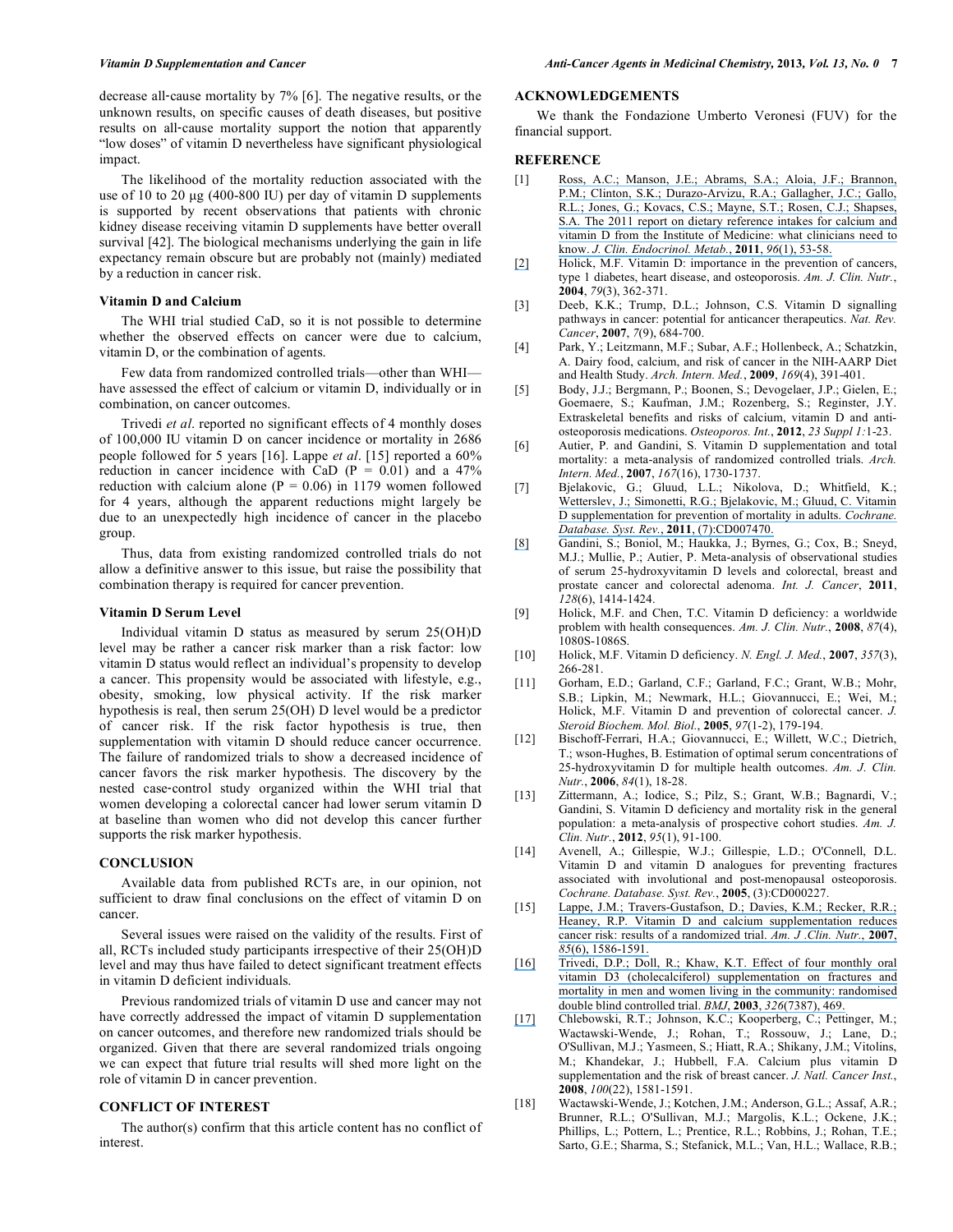decrease all-cause mortality by 7% [6]. The negative results, or the unknown results, on specific causes of death diseases, but positive results on all-cause mortality support the notion that apparently "low doses" of vitamin D nevertheless have significant physiological impact.

The likelihood of the mortality reduction associated with the use of 10 to 20 µg (400-800 IU) per day of vitamin D supplements is supported by recent observations that patients with chronic kidney disease receiving vitamin D supplements have better overall survival [42]. The biological mechanisms underlying the gain in life expectancy remain obscure but are probably not (mainly) mediated by a reduction in cancer risk.

### Vitamin D and Calcium

The WHI trial studied CaD, so it is not possible to determine whether the observed effects on cancer were due to calcium, vitamin D, or the combination of agents.

Few data from randomized controlled trials—other than WHI—have assessed the effect of calcium or vitamin D, individually or in combination, on cancer outcomes.

Trivedi *et al*. reported no significant effects of 4 monthly doses of 100,000 IU vitamin D on cancer incidence or mortality in 2686 people followed for 5 years [16]. Lappe *et al*. [15] reported a 60% reduction in cancer incidence with CaD ($P = 0.01$) and a 47% reduction with calcium alone ($P = 0.06$) in 1179 women followed for 4 years, although the apparent reductions might largely be due to an unexpectedly high incidence of cancer in the placebo group.

Thus, data from existing randomized controlled trials do not allow a definitive answer to this issue, but raise the possibility that combination therapy is required for cancer prevention.

### Vitamin D Serum Level

Individual vitamin D status as measured by serum 25(OH)D level may be rather a cancer risk marker than a risk factor: low vitamin D status would reflect an individual's propensity to develop a cancer. This propensity would be associated with lifestyle, e.g., obesity, smoking, low physical activity. If the risk marker hypothesis is real, then serum 25(OH) D level would be a predictor of cancer risk. If the risk factor hypothesis is true, then supplementation with vitamin D should reduce cancer occurrence. The failure of randomized trials to show a decreased incidence of cancer favors the risk marker hypothesis. The discovery by the nested case-control study organized within the WHI trial that women developing a colorectal cancer had lower serum vitamin D at baseline than women who did not develop this cancer further supports the risk marker hypothesis.

## CONCLUSION

Available data from published RCTs are, in our opinion, not sufficient to draw final conclusions on the effect of vitamin D on cancer.

Several issues were raised on the validity of the results. First of all, RCTs included study participants irrespective of their 25(OH)D level and may thus have failed to detect significant treatment effects in vitamin D deficient individuals.

Previous randomized trials of vitamin D use and cancer may not have correctly addressed the impact of vitamin D supplementation on cancer outcomes, and therefore new randomized trials should be organized. Given that there are several randomized trials ongoing we can expect that future trial results will shed more light on the role of vitamin D in cancer prevention.

## CONFLICT OF INTEREST

The author(s) confirm that this article content has no conflict of interest.

## ACKNOWLEDGEMENTS

We thank the Fondazione Umberto Veronesi (FUV) for the financial support.

## REFERENCE

[1] Ross, A.C.; Manson, J.E.; Abrams, S.A.; Aloia, J.F.; Brannon, P.M.; Clinton, S.K.; Durazo-Arvizu, R.A.; Gallagher, J.C.; Gallo, R.L.; Jones, G.; Kovacs, C.S.; Mayne, S.T.; Rosen, C.J.; Shapses, S.A. The 2011 report on dietary reference intakes for calcium and vitamin D from the Institute of Medicine: what clinicians need to know. *J. Clin. Endocrinol. Metab.*, **2011**, *96*(1), 53-58.

[2] Holick, M.F. Vitamin D: importance in the prevention of cancers, type 1 diabetes, heart disease, and osteoporosis. *Am. J. Clin. Nutr.*, **2004**, *79*(3), 362-371.

[3] Deeb, K.K.; Trump, D.L.; Johnson, C.S. Vitamin D signalling pathways in cancer: potential for anticancer therapeutics. *Nat. Rev. Cancer*, **2007**, *7*(9), 684-700.

[4] Park, Y.; Leitzmann, M.F.; Subar, A.F.; Hollenbeck, A.; Schatzkin, A. Dairy food, calcium, and risk of cancer in the NIH-AARP Diet and Health Study. *Arch. Intern. Med.*, **2009**, *169*(4), 391-401.

[5] Body, J.J.; Bergmann, P.; Boonen, S.; Devogelaer, J.P.; Gielen, E.; Goemaere, S.; Kaufman, J.M.; Rozenberg, S.; Reginster, J.Y. Extraskeletal benefits and risks of calcium, vitamin D and anti-osteoporosis medications. *Osteoporos. Int.*, **2012**, *23 Suppl 1*:1-23.

[6] Autier, P. and Gandini, S. Vitamin D supplementation and total mortality: a meta-analysis of randomized controlled trials. *Arch. Intern. Med.*, **2007**, *167*(16), 1730-1737.

[7] Bjelakovic, G.; Gluud, L.L.; Nikolova, D.; Whitfield, K.; Wetterslev, J.; Simonetti, R.G.; Bjelakovic, M.; Gluud, C. Vitamin D supplementation for prevention of mortality in adults. *Cochrane. Database. Syst. Rev.*, **2011**, (7):CD007470.

[8] Gandini, S.; Boniol, M.; Haukka, J.; Byrnes, G.; Cox, B.; Sneyd, M.J.; Mullie, P.; Autier, P. Meta-analysis of observational studies of serum 25-hydroxyvitamin D levels and colorectal, breast and prostate cancer and colorectal adenoma. *Int. J. Cancer*, **2011**, *128*(6), 1414-1424.

[9] Holick, M.F. and Chen, T.C. Vitamin D deficiency: a worldwide problem with health consequences. *Am. J. Clin. Nutr.*, **2008**, *87*(4), 1080S-1086S.

[10] Holick, M.F. Vitamin D deficiency. *N. Engl. J. Med.*, **2007**, *357*(3), 266-281.

[11] Gorham, E.D.; Garland, C.F.; Garland, F.C.; Grant, W.B.; Mohr, S.B.; Lipkin, M.; Newmark, H.L.; Giovannucci, E.; Wei, M.; Holick, M.F. Vitamin D and prevention of colorectal cancer. *J. Steroid Biochem. Mol. Biol.*, **2005**, *97*(1-2), 179-194.

[12] Bischoff-Ferrari, H.A.; Giovannucci, E.; Willett, W.C.; Dietrich, T.; wson-Hughes, B. Estimation of optimal serum concentrations of 25-hydroxyvitamin D for multiple health outcomes. *Am. J. Clin. Nutr.*, **2006**, *84*(1), 18-28.

[13] Zittermann, A.; Iodice, S.; Pilz, S.; Grant, W.B.; Bagnardi, V.; Gandini, S. Vitamin D deficiency and mortality risk in the general population: a meta-analysis of prospective cohort studies. *Am. J. Clin. Nutr.*, **2012**, *95*(1), 91-100.

[14] Avenell, A.; Gillespie, W.J.; Gillespie, L.D.; O'Connell, D.L. Vitamin D and vitamin D analogues for preventing fractures associated with involutional and post-menopausal osteoporosis. *Cochrane. Database. Syst. Rev.*, **2005**, (3):CD000227.

[15] Lappe, J.M.; Travers-Gustafson, D.; Davies, K.M.; Recker, R.R.; Heaney, R.P. Vitamin D and calcium supplementation reduces cancer risk: results of a randomized trial. *Am. J .Clin. Nutr.*, **2007**, *85*(6), 1586-1591.

[16] Trivedi, D.P.; Doll, R.; Khaw, K.T. Effect of four monthly oral vitamin D3 (cholecalciferol) supplementation on fractures and mortality in men and women living in the community: randomised double blind controlled trial. *BMJ*, **2003**, *326*(7387), 469.

[17] Chlebowski, R.T.; Johnson, K.C.; Kooperberg, C.; Pettinger, M.; Wactawski-Wende, J.; Rohan, T.; Rossouw, J.; Lane, D.; O'Sullivan, M.J.; Yasmeen, S.; Hiatt, R.A.; Shikany, J.M.; Vitolins, M.; Khandekar, J.; Hubbell, F.A. Calcium plus vitamin D supplementation and the risk of breast cancer. *J. Natl. Cancer Inst.*, **2008**, *100*(22), 1581-1591.

[18] Wactawski-Wende, J.; Kotchen, J.M.; Anderson, G.L.; Assaf, A.R.; Brunner, R.L.; O'Sullivan, M.J.; Margolis, K.L.; Ockene, J.K.; Phillips, L.; Pottern, L.; Prentice, R.L.; Robbins, J.; Rohan, T.E.; Sarto, G.E.; Sharma, S.; Stefanick, M.L.; Van, H.L.; Wallace, R.B.;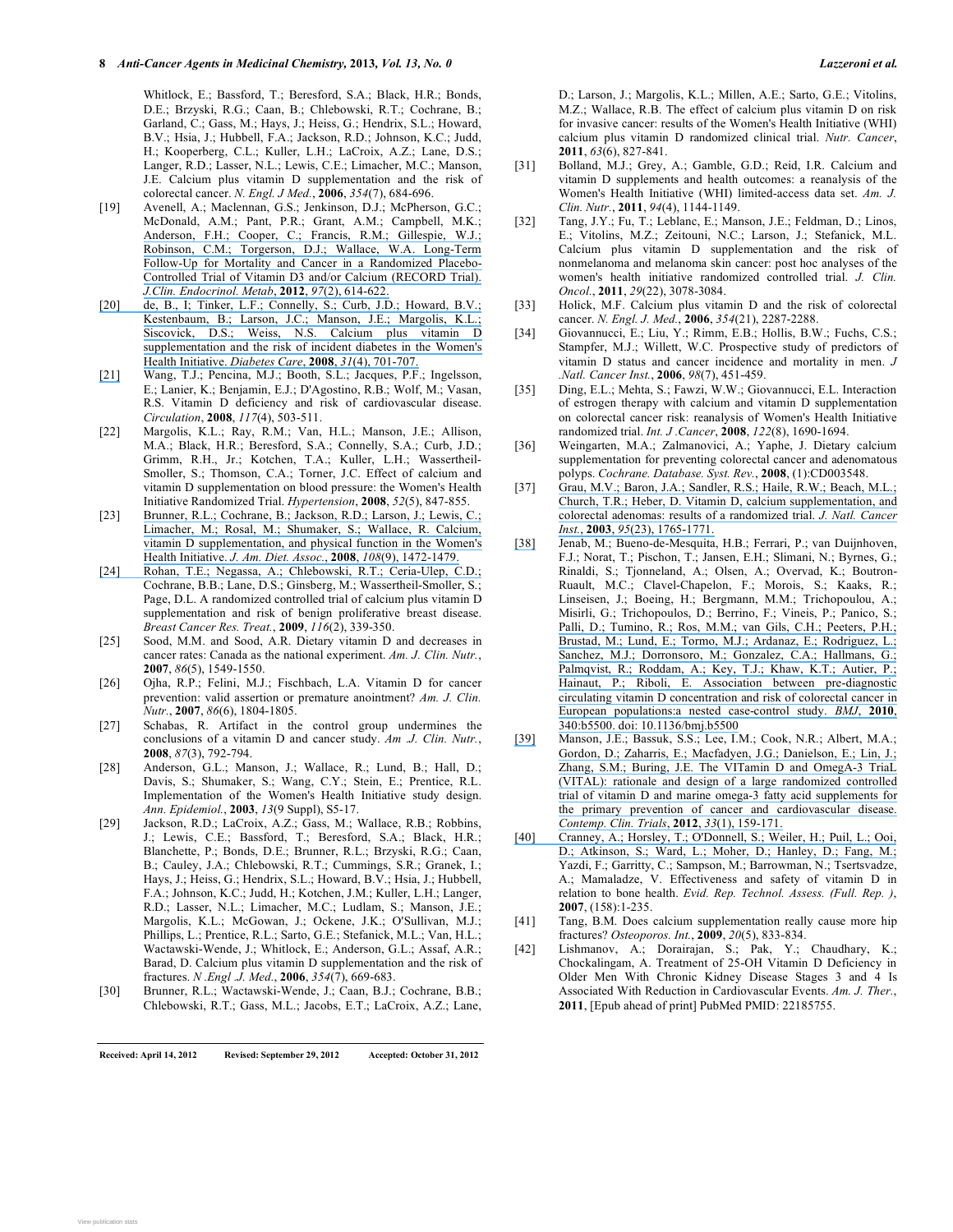Whitlock, E.; Bassford, T.; Beresford, S.A.; Black, H.R.; Bonds, D.E.; Brzyski, R.G.; Caan, B.; Chlebowski, R.T.; Cochrane, B.; Garland, C.; Gass, M.; Hays, J.; Heiss, G.; Hendrix, S.L.; Howard, B.V.; Hsia, J.; Hubbell, F.A.; Jackson, R.D.; Johnson, K.C.; Judd, H.; Kooperberg, C.L.; Kuller, L.H.; LaCroix, A.Z.; Lane, D.S.; Langer, R.D.; Lasser, N.L.; Lewis, C.E.; Limacher, M.C.; Manson, J.E. Calcium plus vitamin D supplementation and the risk of colorectal cancer. *N. Engl. J Med.*, **2006**, *354*(7), 684-696.

[19] Avenell, A.; Maclennan, G.S.; Jenkinson, D.J.; McPherson, G.C.; McDonald, A.M.; Pant, P.R.; Grant, A.M.; Campbell, M.K.; Anderson, F.H.; Cooper, C.; Francis, R.M.; Gillespie, W.J.; Robinson, C.M.; Torgerson, D.J.; Wallace, W.A. Long-Term Follow-Up for Mortality and Cancer in a Randomized Placebo-Controlled Trial of Vitamin D3 and/or Calcium (RECORD Trial). *J.Clin. Endocrinol. Metab*, **2012**, *97*(2), 614-622.

[20] de, B., I; Tinker, L.F.; Connelly, S.; Curb, J.D.; Howard, B.V.; Kestenbaum, B.; Larson, J.C.; Manson, J.E.; Margolis, K.L.; Siscovick, D.S.; Weiss, N.S. Calcium plus vitamin D supplementation and the risk of incident diabetes in the Women's Health Initiative. *Diabetes Care*, **2008**, *31*(4), 701-707.

[21] Wang, T.J.; Pencina, M.J.; Booth, S.L.; Jacques, P.F.; Ingelsson, E.; Lanier, K.; Benjamin, E.J.; D'Agostino, R.B.; Wolf, M.; Vasan, R.S. Vitamin D deficiency and risk of cardiovascular disease. *Circulation*, **2008**, *117*(4), 503-511.

[22] Margolis, K.L.; Ray, R.M.; Van, H.L.; Manson, J.E.; Allison, M.A.; Black, H.R.; Beresford, S.A.; Connelly, S.A.; Curb, J.D.; Grimm, R.H., Jr.; Kotchen, T.A.; Kuller, L.H.; Wassertheil-Smoller, S.; Thomson, C.A.; Torner, J.C. Effect of calcium and vitamin D supplementation on blood pressure: the Women's Health Initiative Randomized Trial. *Hypertension*, **2008**, *52*(5), 847-855.

[23] Brunner, R.L.; Cochrane, B.; Jackson, R.D.; Larson, J.; Lewis, C.; Limacher, M.; Rosal, M.; Shumaker, S.; Wallace, R. Calcium, vitamin D supplementation, and physical function in the Women's Health Initiative. *J. Am. Diet. Assoc.*, **2008**, *108*(9), 1472-1479.

[24] Rohan, T.E.; Negassa, A.; Chlebowski, R.T.; Ceria-Ulep, C.D.; Cochrane, B.B.; Lane, D.S.; Ginsberg, M.; Wassertheil-Smoller, S.; Page, D.L. A randomized controlled trial of calcium plus vitamin D supplementation and risk of benign proliferative breast disease. *Breast Cancer Res. Treat.*, **2009**, *116*(2), 339-350.

[25] Sood, M.M. and Sood, A.R. Dietary vitamin D and decreases in cancer rates: Canada as the national experiment. *Am. J. Clin. Nutr.*, **2007**, *86*(5), 1549-1550.

[26] Ojha, R.P.; Felini, M.J.; Fischbach, L.A. Vitamin D for cancer prevention: valid assertion or premature anointment? *Am. J. Clin. Nutr.*, **2007**, *86*(6), 1804-1805.

[27] Schabas, R. Artifact in the control group undermines the conclusions of a vitamin D and cancer study. *Am .J. Clin. Nutr.*, **2008**, *87*(3), 792-794.

[28] Anderson, G.L.; Manson, J.; Wallace, R.; Lund, B.; Hall, D.; Davis, S.; Shumaker, S.; Wang, C.Y.; Stein, E.; Prentice, R.L. Implementation of the Women's Health Initiative study design. *Ann. Epidemiol.*, **2003**, *13*(9 Suppl), S5-17.

[29] Jackson, R.D.; LaCroix, A.Z.; Gass, M.; Wallace, R.B.; Robbins, J.; Lewis, C.E.; Bassford, T.; Beresford, S.A.; Black, H.R.; Blanchette, P.; Bonds, D.E.; Brunner, R.L.; Brzyski, R.G.; Caan, B.; Cauley, J.A.; Chlebowski, R.T.; Cummings, S.R.; Granek, I.; Hays, J.; Heiss, G.; Hendrix, S.L.; Howard, B.V.; Hsia, J.; Hubbell, F.A.; Johnson, K.C.; Judd, H.; Kotchen, J.M.; Kuller, L.H.; Langer, R.D.; Lasser, N.L.; Limacher, M.C.; Ludlam, S.; Manson, J.E.; Margolis, K.L.; McGowan, J.; Ockene, J.K.; O'Sullivan, M.J.; Phillips, L.; Prentice, R.L.; Sarto, G.E.; Stefanick, M.L.; Van, H.L.; Wactawski-Wende, J.; Whitlock, E.; Anderson, G.L.; Assaf, A.R.; Barad, D. Calcium plus vitamin D supplementation and the risk of fractures. *N .Engl .J. Med.*, **2006**, *354*(7), 669-683.

[30] Brunner, R.L.; Wactawski-Wende, J.; Caan, B.J.; Cochrane, B.B.; Chlebowski, R.T.; Gass, M.L.; Jacobs, E.T.; LaCroix, A.Z.; Lane, D.; Larson, J.; Margolis, K.L.; Millen, A.E.; Sarto, G.E.; Vitolins, M.Z.; Wallace, R.B. The effect of calcium plus vitamin D on risk for invasive cancer: results of the Women's Health Initiative (WHI) calcium plus vitamin D randomized clinical trial. *Nutr. Cancer*, **2011**, *63*(6), 827-841.

[31] Bolland, M.J.; Grey, A.; Gamble, G.D.; Reid, I.R. Calcium and vitamin D supplements and health outcomes: a reanalysis of the Women's Health Initiative (WHI) limited-access data set. *Am. J. Clin. Nutr.*, **2011**, *94*(4), 1144-1149.

[32] Tang, J.Y.; Fu, T.; Leblanc, E.; Manson, J.E.; Feldman, D.; Linos, E.; Vitolins, M.Z.; Zeitouni, N.C.; Larson, J.; Stefanick, M.L. Calcium plus vitamin D supplementation and the risk of nonmelanoma and melanoma skin cancer: post hoc analyses of the women's health initiative randomized controlled trial. *J. Clin. Oncol.*, **2011**, *29*(22), 3078-3084.

[33] Holick, M.F. Calcium plus vitamin D and the risk of colorectal cancer. *N. Engl. J. Med.*, **2006**, *354*(21), 2287-2288.

[34] Giovannucci, E.; Liu, Y.; Rimm, E.B.; Hollis, B.W.; Fuchs, C.S.; Stampfer, M.J.; Willett, W.C. Prospective study of predictors of vitamin D status and cancer incidence and mortality in men. *J .Natl. Cancer Inst.*, **2006**, *98*(7), 451-459.

[35] Ding, E.L.; Mehta, S.; Fawzi, W.W.; Giovannucci, E.L. Interaction of estrogen therapy with calcium and vitamin D supplementation on colorectal cancer risk: reanalysis of Women's Health Initiative randomized trial. *Int. J .Cancer*, **2008**, *122*(8), 1690-1694.

[36] Weingarten, M.A.; Zalmanovici, A.; Yaphe, J. Dietary calcium supplementation for preventing colorectal cancer and adenomatous polyps. *Cochrane. Database. Syst. Rev.*, **2008**, (1):CD003548.

[37] Grau, M.V.; Baron, J.A.; Sandler, R.S.; Haile, R.W.; Beach, M.L.; Church, T.R.; Heber, D. Vitamin D, calcium supplementation, and colorectal adenomas: results of a randomized trial. *J. Natl. Cancer Inst.*, **2003**, *95*(23), 1765-1771.

[38] Jenab, M.; Bueno-de-Mesquita, H.B.; Ferrari, P.; van Duijnhoven, F.J.; Norat, T.; Pischon, T.; Jansen, E.H.; Slimani, N.; Byrnes, G.; Rinaldi, S.; Tjonneland, A.; Olsen, A.; Overvad, K.; Boutron-Ruault, M.C.; Clavel-Chapelon, F.; Morois, S.; Kaaks, R.; Linseisen, J.; Boeing, H.; Bergmann, M.M.; Trichopoulou, A.; Misirli, G.; Trichopoulos, D.; Berrino, F.; Vineis, P.; Panico, S.; Palli, D.; Tumino, R.; Ros, M.M.; van Gils, C.H.; Peeters, P.H.; Brustad, M.; Lund, E.; Tormo, M.J.; Ardanaz, E.; Rodriguez, L.; Sanchez, M.J.; Dorronsoro, M.; Gonzalez, C.A.; Hallmans, G.; Palmqvist, R.; Roddam, A.; Key, T.J.; Khaw, K.T.; Autier, P.; Hainaut, P.; Riboli, E. Association between pre-diagnostic circulating vitamin D concentration and risk of colorectal cancer in European populations:a nested case-control study. *BMJ*, **2010**, 340:b5500. doi: 10.1136/bmj.b5500

[39] Manson, J.E.; Bassuk, S.S.; Lee, I.M.; Cook, N.R.; Albert, M.A.; Gordon, D.; Zaharris, E.; Macfadyen, J.G.; Danielson, E.; Lin, J.; Zhang, S.M.; Buring, J.E. The VITamin D and OmegA-3 TriaL (VITAL): rationale and design of a large randomized controlled trial of vitamin D and marine omega-3 fatty acid supplements for the primary prevention of cancer and cardiovascular disease. *Contemp. Clin. Trials*, **2012**, *33*(1), 159-171.

[40] Cranney, A.; Horsley, T.; O'Donnell, S.; Weiler, H.; Puil, L.; Ooi, D.; Atkinson, S.; Ward, L.; Moher, D.; Hanley, D.; Fang, M.; Yazdi, F.; Garritty, C.; Sampson, M.; Barrowman, N.; Tsertsvadze, A.; Mamaladze, V. Effectiveness and safety of vitamin D in relation to bone health. *Evid. Rep. Technol. Assess. (Full. Rep. )*, **2007**, (158):1-235.

[41] Tang, B.M. Does calcium supplementation really cause more hip fractures? *Osteoporos. Int.*, **2009**, *20*(5), 833-834.

[42] Lishmanov, A.; Dorairajan, S.; Pak, Y.; Chaudhary, K.; Chockalingam, A. Treatment of 25-OH Vitamin D Deficiency in Older Men With Chronic Kidney Disease Stages 3 and 4 Is Associated With Reduction in Cardiovascular Events. *Am. J. Ther.*, **2011**, [Epub ahead of print] PubMed PMID: 22185755.

**Received: April 14, 2012** **Revised: September 29, 2012** **Accepted: October 31, 2012**